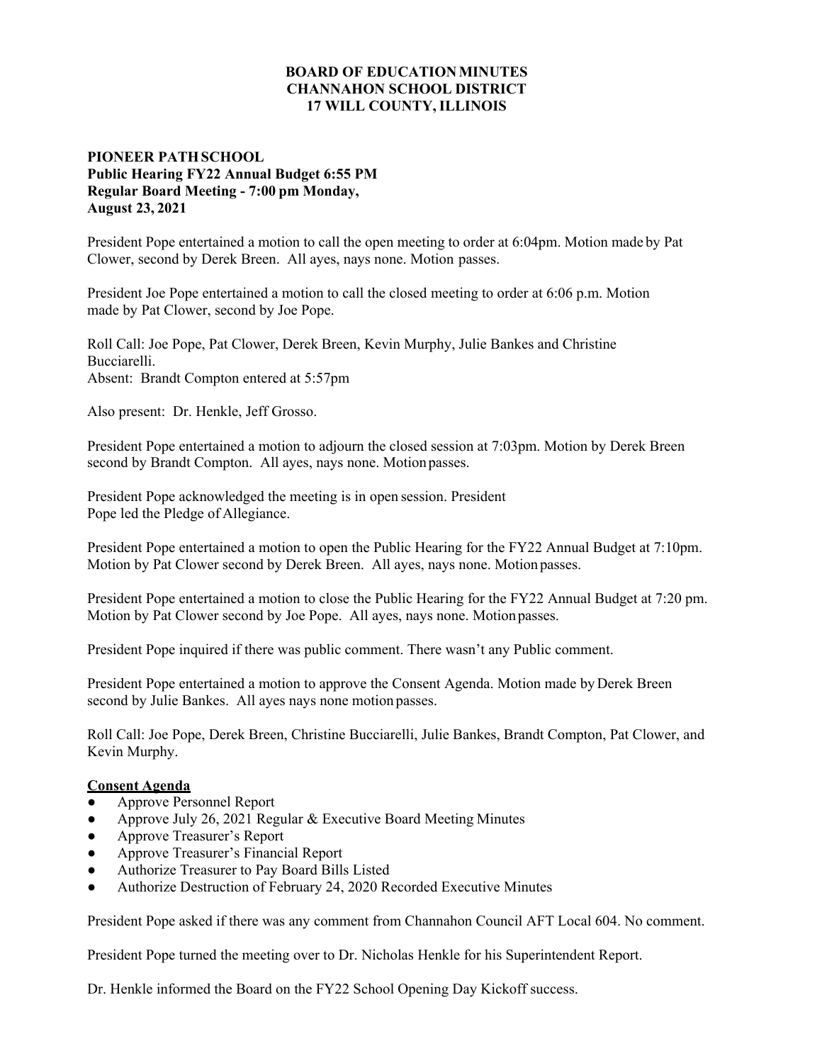**BOARD OF EDUCATION MINUTES**
**CHANNAHON SCHOOL DISTRICT**
**17 WILL COUNTY, ILLINOIS**

**PIONEER PATH SCHOOL**
**Public Hearing FY22 Annual Budget 6:55 PM**
**Regular Board Meeting - 7:00 pm Monday,**
**August 23, 2021**

President Pope entertained a motion to call the open meeting to order at 6:04pm. Motion made by Pat Clower, second by Derek Breen. All ayes, nays none. Motion passes.

President Joe Pope entertained a motion to call the closed meeting to order at 6:06 p.m. Motion made by Pat Clower, second by Joe Pope.

Roll Call: Joe Pope, Pat Clower, Derek Breen, Kevin Murphy, Julie Bankes and Christine Bucciarelli.
Absent: Brandt Compton entered at 5:57pm

Also present: Dr. Henkle, Jeff Grosso.

President Pope entertained a motion to adjourn the closed session at 7:03pm. Motion by Derek Breen second by Brandt Compton. All ayes, nays none. Motion passes.

President Pope acknowledged the meeting is in open session. President Pope led the Pledge of Allegiance.

President Pope entertained a motion to open the Public Hearing for the FY22 Annual Budget at 7:10pm. Motion by Pat Clower second by Derek Breen. All ayes, nays none. Motion passes.

President Pope entertained a motion to close the Public Hearing for the FY22 Annual Budget at 7:20 pm. Motion by Pat Clower second by Joe Pope. All ayes, nays none. Motion passes.

President Pope inquired if there was public comment. There wasn't any Public comment.

President Pope entertained a motion to approve the Consent Agenda. Motion made by Derek Breen second by Julie Bankes. All ayes nays none motion passes.

Roll Call: Joe Pope, Derek Breen, Christine Bucciarelli, Julie Bankes, Brandt Compton, Pat Clower, and Kevin Murphy.

**Consent Agenda**

- Approve Personnel Report
- Approve July 26, 2021 Regular & Executive Board Meeting Minutes
- Approve Treasurer's Report
- Approve Treasurer's Financial Report
- Authorize Treasurer to Pay Board Bills Listed
- Authorize Destruction of February 24, 2020 Recorded Executive Minutes

President Pope asked if there was any comment from Channahon Council AFT Local 604. No comment.

President Pope turned the meeting over to Dr. Nicholas Henkle for his Superintendent Report.

Dr. Henkle informed the Board on the FY22 School Opening Day Kickoff success.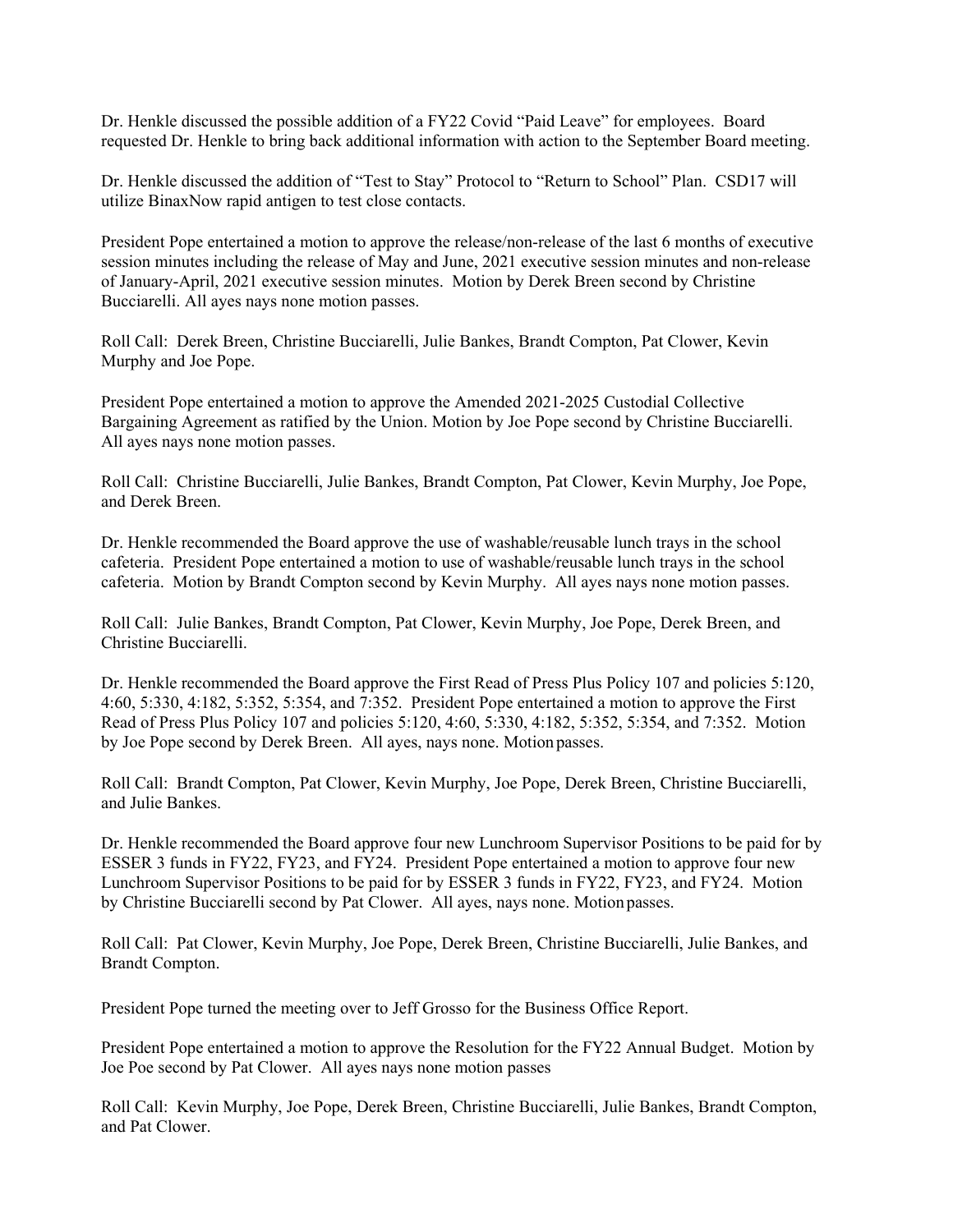Dr. Henkle discussed the possible addition of a FY22 Covid "Paid Leave" for employees. Board requested Dr. Henkle to bring back additional information with action to the September Board meeting.

Dr. Henkle discussed the addition of "Test to Stay" Protocol to "Return to School" Plan. CSD17 will utilize BinaxNow rapid antigen to test close contacts.

President Pope entertained a motion to approve the release/non-release of the last 6 months of executive session minutes including the release of May and June, 2021 executive session minutes and non-release of January-April, 2021 executive session minutes. Motion by Derek Breen second by Christine Bucciarelli. All ayes nays none motion passes.

Roll Call: Derek Breen, Christine Bucciarelli, Julie Bankes, Brandt Compton, Pat Clower, Kevin Murphy and Joe Pope.

President Pope entertained a motion to approve the Amended 2021-2025 Custodial Collective Bargaining Agreement as ratified by the Union. Motion by Joe Pope second by Christine Bucciarelli. All ayes nays none motion passes.

Roll Call: Christine Bucciarelli, Julie Bankes, Brandt Compton, Pat Clower, Kevin Murphy, Joe Pope, and Derek Breen.

Dr. Henkle recommended the Board approve the use of washable/reusable lunch trays in the school cafeteria. President Pope entertained a motion to use of washable/reusable lunch trays in the school cafeteria. Motion by Brandt Compton second by Kevin Murphy. All ayes nays none motion passes.

Roll Call: Julie Bankes, Brandt Compton, Pat Clower, Kevin Murphy, Joe Pope, Derek Breen, and Christine Bucciarelli.

Dr. Henkle recommended the Board approve the First Read of Press Plus Policy 107 and policies 5:120, 4:60, 5:330, 4:182, 5:352, 5:354, and 7:352. President Pope entertained a motion to approve the First Read of Press Plus Policy 107 and policies 5:120, 4:60, 5:330, 4:182, 5:352, 5:354, and 7:352. Motion by Joe Pope second by Derek Breen. All ayes, nays none. Motion passes.

Roll Call: Brandt Compton, Pat Clower, Kevin Murphy, Joe Pope, Derek Breen, Christine Bucciarelli, and Julie Bankes.

Dr. Henkle recommended the Board approve four new Lunchroom Supervisor Positions to be paid for by ESSER 3 funds in FY22, FY23, and FY24. President Pope entertained a motion to approve four new Lunchroom Supervisor Positions to be paid for by ESSER 3 funds in FY22, FY23, and FY24. Motion by Christine Bucciarelli second by Pat Clower. All ayes, nays none. Motion passes.

Roll Call: Pat Clower, Kevin Murphy, Joe Pope, Derek Breen, Christine Bucciarelli, Julie Bankes, and Brandt Compton.

President Pope turned the meeting over to Jeff Grosso for the Business Office Report.

President Pope entertained a motion to approve the Resolution for the FY22 Annual Budget. Motion by Joe Poe second by Pat Clower. All ayes nays none motion passes

Roll Call: Kevin Murphy, Joe Pope, Derek Breen, Christine Bucciarelli, Julie Bankes, Brandt Compton, and Pat Clower.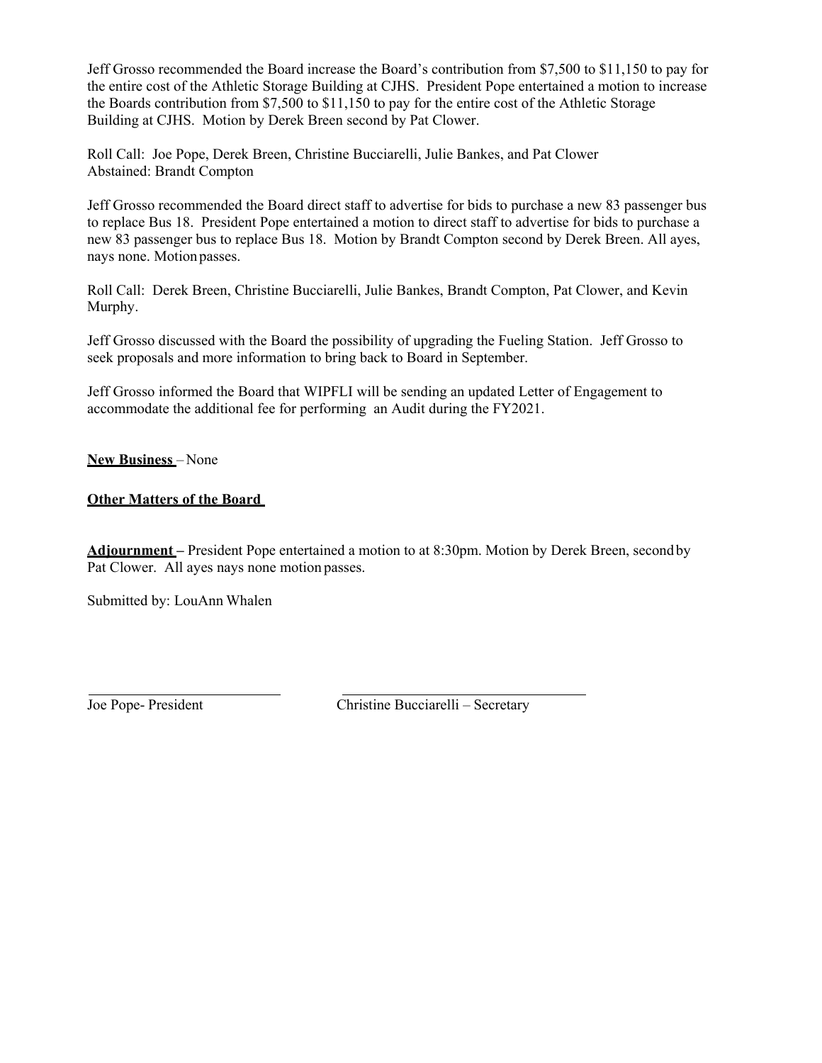Jeff Grosso recommended the Board increase the Board's contribution from $7,500 to $11,150 to pay for the entire cost of the Athletic Storage Building at CJHS. President Pope entertained a motion to increase the Boards contribution from $7,500 to $11,150 to pay for the entire cost of the Athletic Storage Building at CJHS. Motion by Derek Breen second by Pat Clower.

Roll Call: Joe Pope, Derek Breen, Christine Bucciarelli, Julie Bankes, and Pat Clower
Abstained: Brandt Compton

Jeff Grosso recommended the Board direct staff to advertise for bids to purchase a new 83 passenger bus to replace Bus 18. President Pope entertained a motion to direct staff to advertise for bids to purchase a new 83 passenger bus to replace Bus 18. Motion by Brandt Compton second by Derek Breen. All ayes, nays none. Motion passes.

Roll Call: Derek Breen, Christine Bucciarelli, Julie Bankes, Brandt Compton, Pat Clower, and Kevin Murphy.

Jeff Grosso discussed with the Board the possibility of upgrading the Fueling Station. Jeff Grosso to seek proposals and more information to bring back to Board in September.

Jeff Grosso informed the Board that WIPFLI will be sending an updated Letter of Engagement to accommodate the additional fee for performing an Audit during the FY2021.

**New Business** – None

**Other Matters of the Board**

**Adjournment** – President Pope entertained a motion to at 8:30pm. Motion by Derek Breen, second by Pat Clower. All ayes nays none motion passes.

Submitted by: LouAnn Whalen

Joe Pope- President

Christine Bucciarelli – Secretary